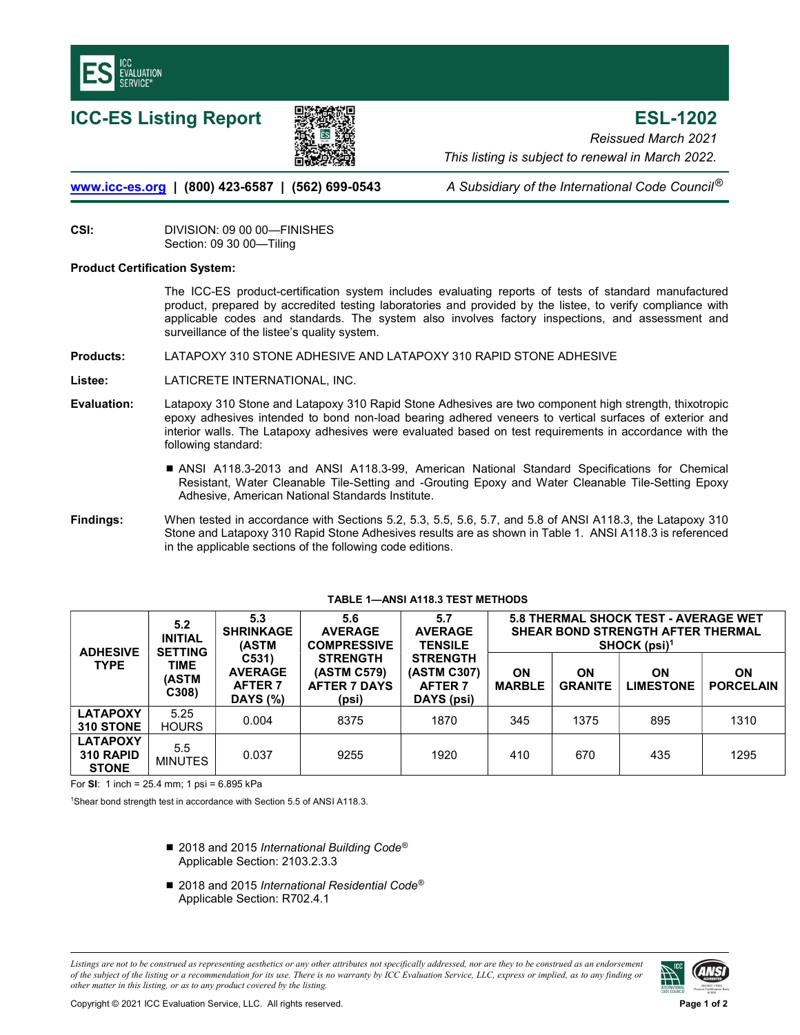# ICC-ES Listing Report

## ESL-1202

*Reissued March 2021*

*This listing is subject to renewal in March 2022.*

www.icc-es.org | (800) 423-6587 | (562) 699-0543 — *A Subsidiary of the International Code Council®*

**CSI:** DIVISION: 09 00 00—FINISHES
Section: 09 30 00—Tiling

**Product Certification System:**

The ICC-ES product-certification system includes evaluating reports of tests of standard manufactured product, prepared by accredited testing laboratories and provided by the listee, to verify compliance with applicable codes and standards. The system also involves factory inspections, and assessment and surveillance of the listee's quality system.

**Products:** LATAPOXY 310 STONE ADHESIVE AND LATAPOXY 310 RAPID STONE ADHESIVE

**Listee:** LATICRETE INTERNATIONAL, INC.

**Evaluation:** Latapoxy 310 Stone and Latapoxy 310 Rapid Stone Adhesives are two component high strength, thixotropic epoxy adhesives intended to bond non-load bearing adhered veneers to vertical surfaces of exterior and interior walls. The Latapoxy adhesives were evaluated based on test requirements in accordance with the following standard:

- ANSI A118.3-2013 and ANSI A118.3-99, American National Standard Specifications for Chemical Resistant, Water Cleanable Tile-Setting and -Grouting Epoxy and Water Cleanable Tile-Setting Epoxy Adhesive, American National Standards Institute.

**Findings:** When tested in accordance with Sections 5.2, 5.3, 5.5, 5.6, 5.7, and 5.8 of ANSI A118.3, the Latapoxy 310 Stone and Latapoxy 310 Rapid Stone Adhesives results are as shown in Table 1. ANSI A118.3 is referenced in the applicable sections of the following code editions.

**TABLE 1—ANSI A118.3 TEST METHODS**

| ADHESIVE TYPE | 5.2 INITIAL SETTING TIME (ASTM C308) | 5.3 SHRINKAGE (ASTM C531) AVERAGE AFTER 7 DAYS (%) | 5.6 AVERAGE COMPRESSIVE STRENGTH (ASTM C579) AFTER 7 DAYS (psi) | 5.7 AVERAGE TENSILE STRENGTH (ASTM C307) AFTER 7 DAYS (psi) | 5.8 THERMAL SHOCK TEST - AVERAGE WET SHEAR BOND STRENGTH AFTER THERMAL SHOCK (psi)[1] | | | |
|---|---|---|---|---|---|---|---|---|
| | | | | | ON MARBLE | ON GRANITE | ON LIMESTONE | ON PORCELAIN |
| LATAPOXY 310 STONE | 5.25 HOURS | 0.004 | 8375 | 1870 | 345 | 1375 | 895 | 1310 |
| LATAPOXY 310 RAPID STONE | 5.5 MINUTES | 0.037 | 9255 | 1920 | 410 | 670 | 435 | 1295 |

For **SI**: 1 inch = 25.4 mm; 1 psi = 6.895 kPa

[1]Shear bond strength test in accordance with Section 5.5 of ANSI A118.3.

- 2018 and 2015 *International Building Code®*
  Applicable Section: 2103.2.3.3
- 2018 and 2015 *International Residential Code®*
  Applicable Section: R702.4.1

*Listings are not to be construed as representing aesthetics or any other attributes not specifically addressed, nor are they to be construed as an endorsement of the subject of the listing or a recommendation for its use. There is no warranty by ICC Evaluation Service, LLC, express or implied, as to any finding or other matter in this listing, or as to any product covered by the listing.*

Copyright © 2021 ICC Evaluation Service, LLC. All rights reserved.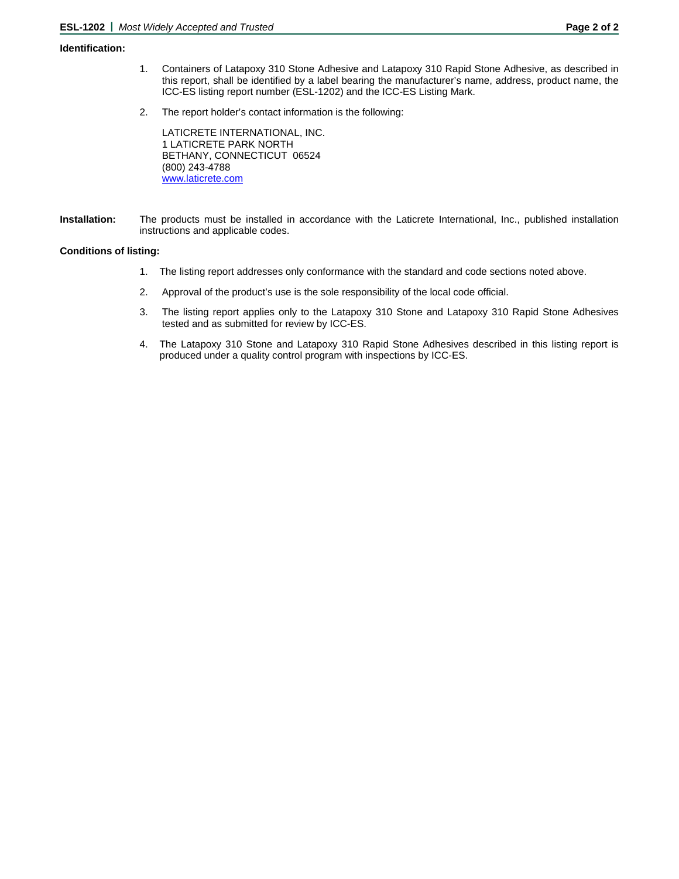**Identification:**

1. Containers of Latapoxy 310 Stone Adhesive and Latapoxy 310 Rapid Stone Adhesive, as described in this report, shall be identified by a label bearing the manufacturer's name, address, product name, the ICC-ES listing report number (ESL-1202) and the ICC-ES Listing Mark.

2. The report holder's contact information is the following:

   LATICRETE INTERNATIONAL, INC.
   1 LATICRETE PARK NORTH
   BETHANY, CONNECTICUT 06524
   (800) 243-4788
   [www.laticrete.com](http://www.laticrete.com)

**Installation:** The products must be installed in accordance with the Laticrete International, Inc., published installation instructions and applicable codes.

**Conditions of listing:**

1. The listing report addresses only conformance with the standard and code sections noted above.

2. Approval of the product's use is the sole responsibility of the local code official.

3. The listing report applies only to the Latapoxy 310 Stone and Latapoxy 310 Rapid Stone Adhesives tested and as submitted for review by ICC-ES.

4. The Latapoxy 310 Stone and Latapoxy 310 Rapid Stone Adhesives described in this listing report is produced under a quality control program with inspections by ICC-ES.